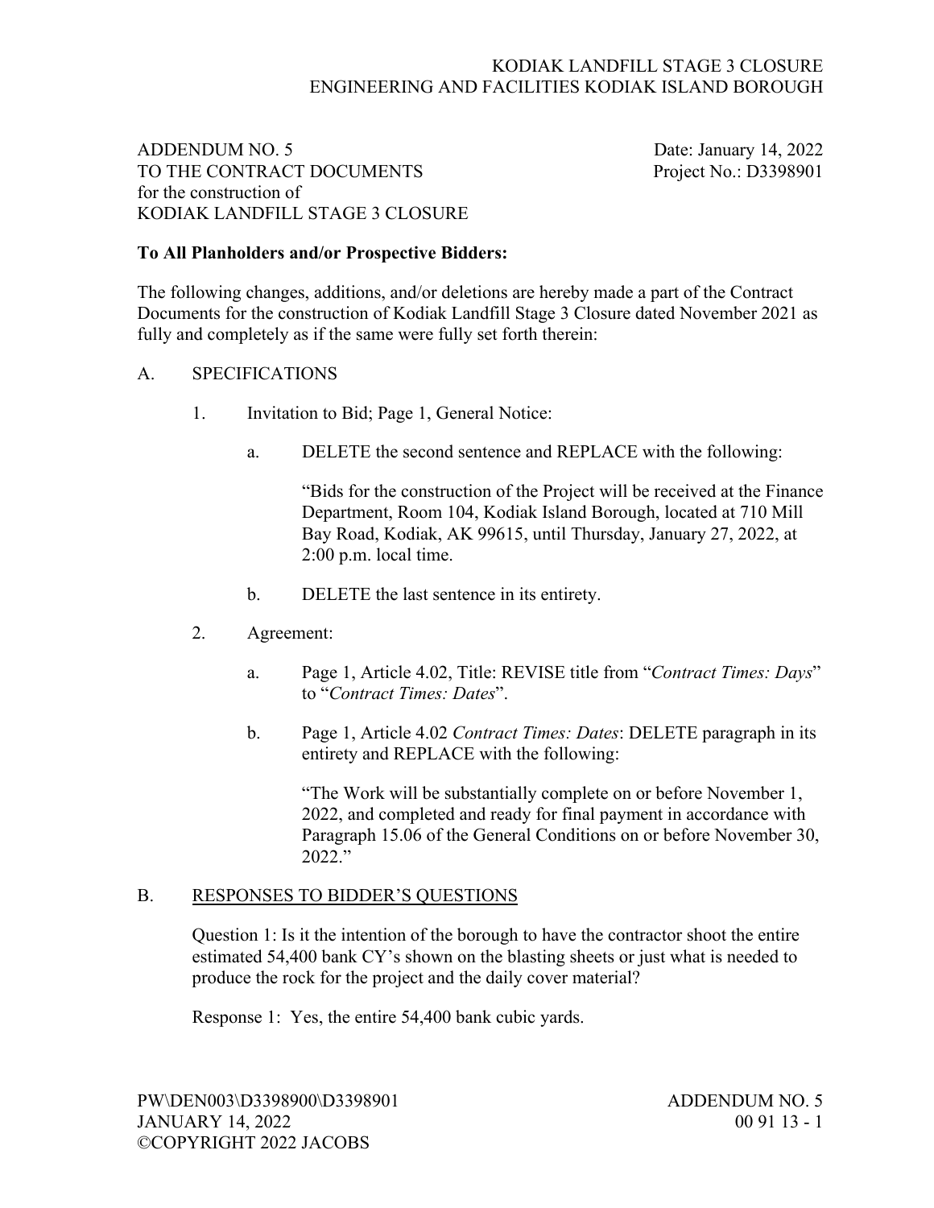ADDENDUM NO. 5
TO THE CONTRACT DOCUMENTS
for the construction of
KODIAK LANDFILL STAGE 3 CLOSURE

Date: January 14, 2022
Project No.: D3398901

**To All Planholders and/or Prospective Bidders:**

The following changes, additions, and/or deletions are hereby made a part of the Contract Documents for the construction of Kodiak Landfill Stage 3 Closure dated November 2021 as fully and completely as if the same were fully set forth therein:

A. SPECIFICATIONS

1. Invitation to Bid; Page 1, General Notice:

   a. DELETE the second sentence and REPLACE with the following:

      "Bids for the construction of the Project will be received at the Finance Department, Room 104, Kodiak Island Borough, located at 710 Mill Bay Road, Kodiak, AK 99615, until Thursday, January 27, 2022, at 2:00 p.m. local time.

   b. DELETE the last sentence in its entirety.

2. Agreement:

   a. Page 1, Article 4.02, Title: REVISE title from "*Contract Times: Days*" to "*Contract Times: Dates*".

   b. Page 1, Article 4.02 *Contract Times: Dates*: DELETE paragraph in its entirety and REPLACE with the following:

      "The Work will be substantially complete on or before November 1, 2022, and completed and ready for final payment in accordance with Paragraph 15.06 of the General Conditions on or before November 30, 2022."

B. <u>RESPONSES TO BIDDER'S QUESTIONS</u>

Question 1: Is it the intention of the borough to have the contractor shoot the entire estimated 54,400 bank CY's shown on the blasting sheets or just what is needed to produce the rock for the project and the daily cover material?

Response 1: Yes, the entire 54,400 bank cubic yards.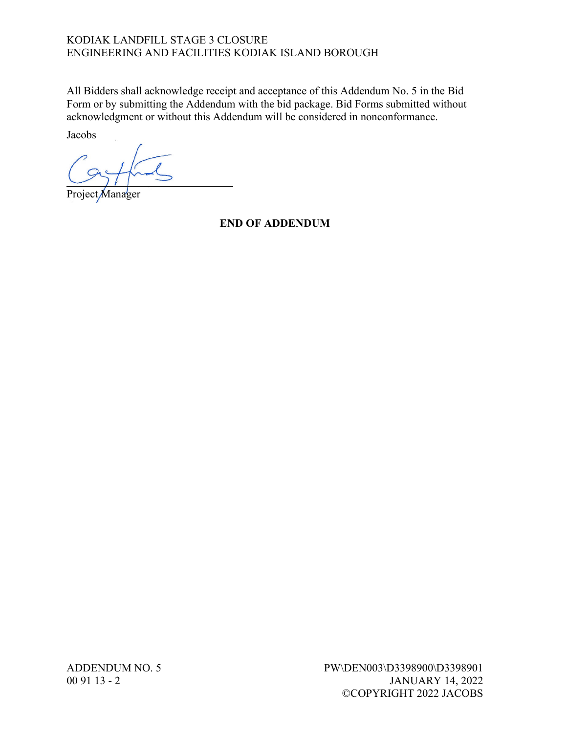All Bidders shall acknowledge receipt and acceptance of this Addendum No. 5 in the Bid Form or by submitting the Addendum with the bid package. Bid Forms submitted without acknowledgment or without this Addendum will be considered in nonconformance.

Jacobs

Project Manager

**END OF ADDENDUM**